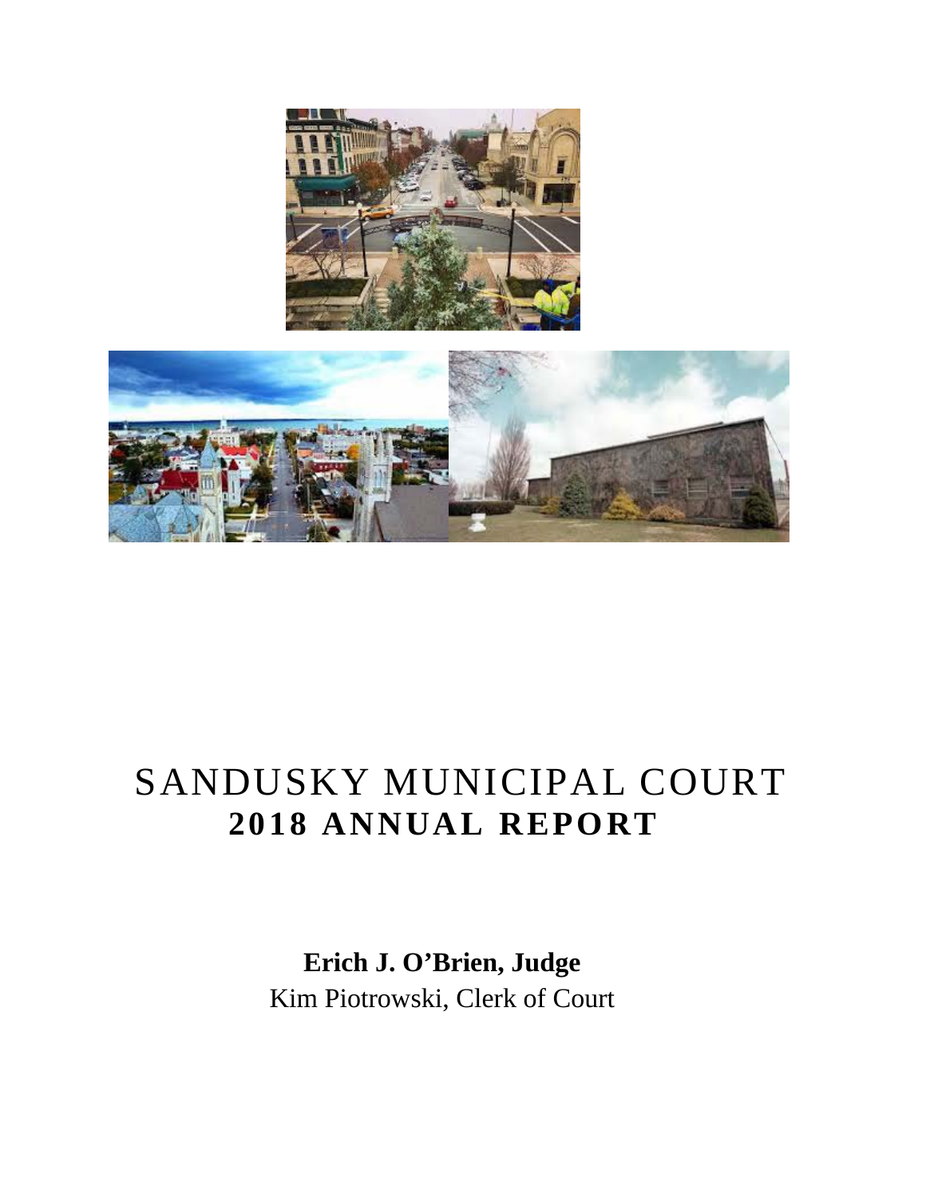# SANDUSKY MUNICIPAL COURT

## 2018 ANNUAL REPORT

**Erich J. O'Brien, Judge**

Kim Piotrowski, Clerk of Court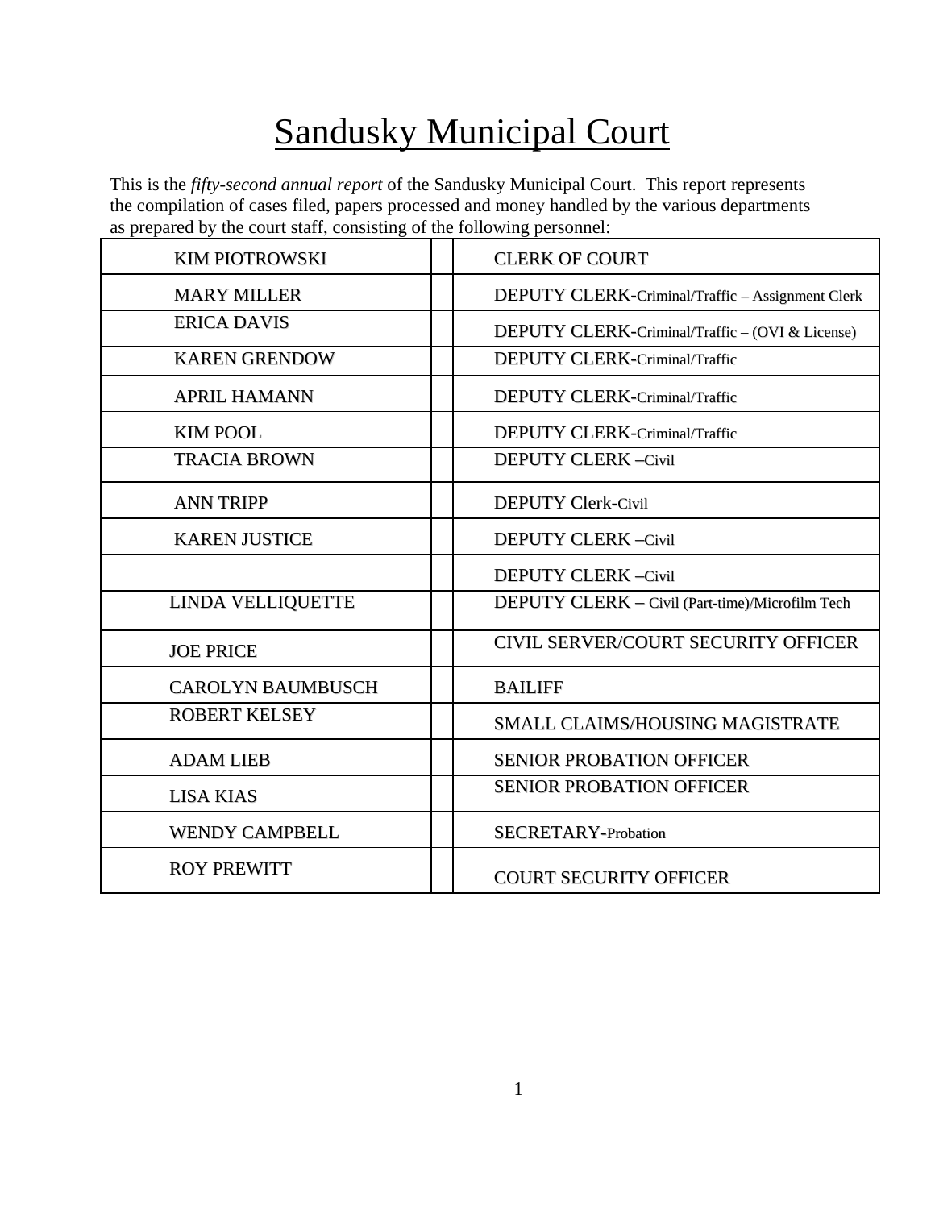# Sandusky Municipal Court

This is the *fifty-second annual report* of the Sandusky Municipal Court. This report represents the compilation of cases filed, papers processed and money handled by the various departments as prepared by the court staff, consisting of the following personnel:

| | | |
|---|---|---|
| KIM PIOTROWSKI | | CLERK OF COURT |
| MARY MILLER | | DEPUTY CLERK-Criminal/Traffic – Assignment Clerk |
| ERICA DAVIS | | DEPUTY CLERK-Criminal/Traffic – (OVI & License) |
| KAREN GRENDOW | | DEPUTY CLERK-Criminal/Traffic |
| APRIL HAMANN | | DEPUTY CLERK-Criminal/Traffic |
| KIM POOL | | DEPUTY CLERK-Criminal/Traffic |
| TRACIA BROWN | | DEPUTY CLERK –Civil |
| ANN TRIPP | | DEPUTY Clerk-Civil |
| KAREN JUSTICE | | DEPUTY CLERK –Civil |
| | | DEPUTY CLERK –Civil |
| LINDA VELLIQUETTE | | DEPUTY CLERK – Civil (Part-time)/Microfilm Tech |
| JOE PRICE | | CIVIL SERVER/COURT SECURITY OFFICER |
| CAROLYN BAUMBUSCH | | BAILIFF |
| ROBERT KELSEY | | SMALL CLAIMS/HOUSING MAGISTRATE |
| ADAM LIEB | | SENIOR PROBATION OFFICER |
| LISA KIAS | | SENIOR PROBATION OFFICER |
| WENDY CAMPBELL | | SECRETARY-Probation |
| ROY PREWITT | | COURT SECURITY OFFICER |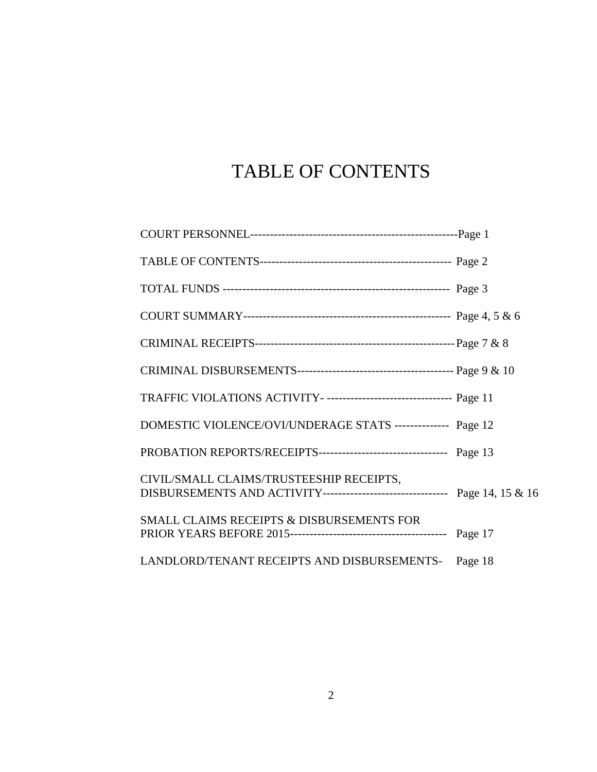# TABLE OF CONTENTS

| | |
|---|---|
| COURT PERSONNEL | Page 1 |
| TABLE OF CONTENTS | Page 2 |
| TOTAL FUNDS | Page 3 |
| COURT SUMMARY | Page 4, 5 & 6 |
| CRIMINAL RECEIPTS | Page 7 & 8 |
| CRIMINAL DISBURSEMENTS | Page 9 & 10 |
| TRAFFIC VIOLATIONS ACTIVITY | Page 11 |
| DOMESTIC VIOLENCE/OVI/UNDERAGE STATS | Page 12 |
| PROBATION REPORTS/RECEIPTS | Page 13 |
| CIVIL/SMALL CLAIMS/TRUSTEESHIP RECEIPTS, DISBURSEMENTS AND ACTIVITY | Page 14, 15 & 16 |
| SMALL CLAIMS RECEIPTS & DISBURSEMENTS FOR PRIOR YEARS BEFORE 2015 | Page 17 |
| LANDLORD/TENANT RECEIPTS AND DISBURSEMENTS | Page 18 |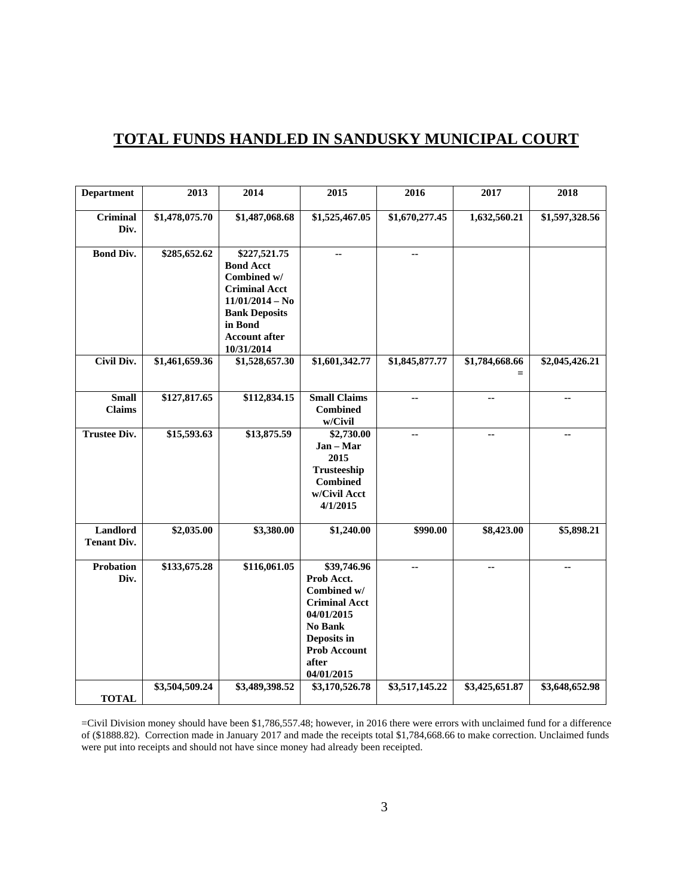## TOTAL FUNDS HANDLED IN SANDUSKY MUNICIPAL COURT

| Department | 2013 | 2014 | 2015 | 2016 | 2017 | 2018 |
|---|---|---|---|---|---|---|
| **Criminal Div.** | **$1,478,075.70** | **$1,487,068.68** | **$1,525,467.05** | **$1,670,277.45** | **1,632,560.21** | **$1,597,328.56** |
| **Bond Div.** | **$285,652.62** | **$227,521.75 Bond Acct Combined w/ Criminal Acct 11/01/2014 – No Bank Deposits in Bond Account after 10/31/2014** | **--** | **--** | | |
| **Civil Div.** | **$1,461,659.36** | **$1,528,657.30** | **$1,601,342.77** | **$1,845,877.77** | **$1,784,668.66 =** | **$2,045,426.21** |
| **Small Claims** | **$127,817.65** | **$112,834.15** | **Small Claims Combined w/Civil** | **--** | **--** | **--** |
| **Trustee Div.** | **$15,593.63** | **$13,875.59** | **$2,730.00 Jan – Mar 2015 Trusteeship Combined w/Civil Acct 4/1/2015** | **--** | **--** | **--** |
| **Landlord Tenant Div.** | **$2,035.00** | **$3,380.00** | **$1,240.00** | **$990.00** | **$8,423.00** | **$5,898.21** |
| **Probation Div.** | **$133,675.28** | **$116,061.05** | **$39,746.96 Prob Acct. Combined w/ Criminal Acct 04/01/2015 No Bank Deposits in Prob Account after 04/01/2015** | **--** | **--** | **--** |
| **TOTAL** | **$3,504,509.24** | **$3,489,398.52** | **$3,170,526.78** | **$3,517,145.22** | **$3,425,651.87** | **$3,648,652.98** |

=Civil Division money should have been $1,786,557.48; however, in 2016 there were errors with unclaimed fund for a difference of ($1888.82). Correction made in January 2017 and made the receipts total $1,784,668.66 to make correction. Unclaimed funds were put into receipts and should not have since money had already been receipted.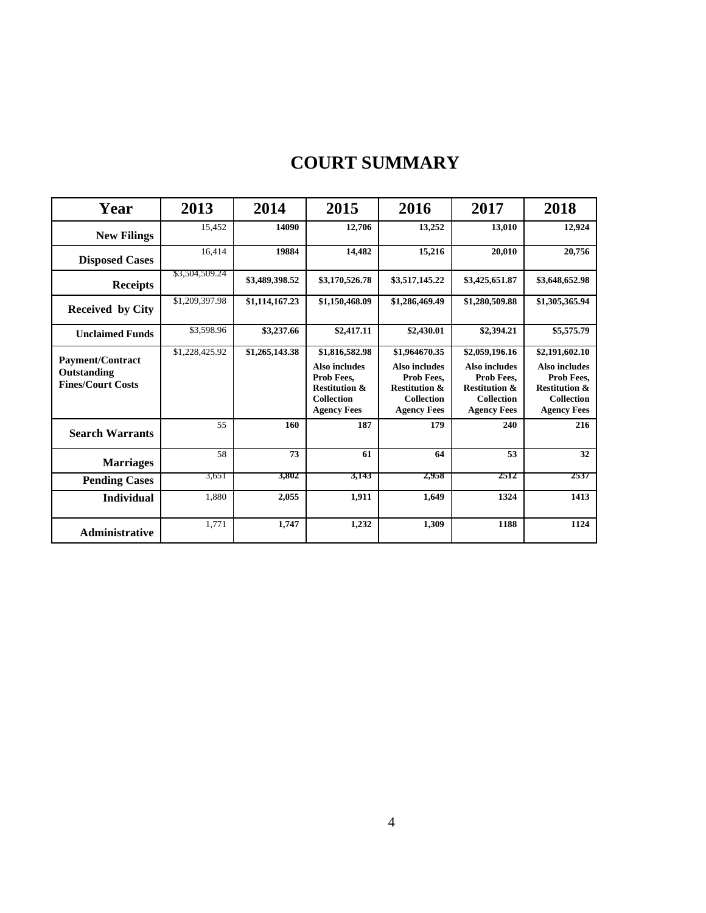# COURT SUMMARY

| Year | 2013 | 2014 | 2015 | 2016 | 2017 | 2018 |
|---|---|---|---|---|---|---|
| **New Filings** | 15,452 | **14090** | **12,706** | **13,252** | **13,010** | **12,924** |
| **Disposed Cases** | 16,414 | **19884** | **14,482** | **15,216** | **20,010** | **20,756** |
| **Receipts** | $3,504,509.24 | **$3,489,398.52** | **$3,170,526.78** | **$3,517,145.22** | **$3,425,651.87** | **$3,648,652.98** |
| **Received by City** | $1,209,397.98 | **$1,114,167.23** | **$1,150,468.09** | **$1,286,469.49** | **$1,280,509.88** | **$1,305,365.94** |
| **Unclaimed Funds** | $3,598.96 | **$3,237.66** | **$2,417.11** | **$2,430.01** | **$2,394.21** | **$5,575.79** |
| **Payment/Contract Outstanding Fines/Court Costs** | $1,228,425.92 | **$1,265,143.38** | **$1,816,582.98 Also includes Prob Fees, Restitution & Collection Agency Fees** | **$1964670.35 Also includes Prob Fees, Restitution & Collection Agency Fees** | **$2,059,196.16 Also includes Prob Fees, Restitution & Collection Agency Fees** | **$2,191,602.10 Also includes Prob Fees, Restitution & Collection Agency Fees** |
| **Search Warrants** | 55 | **160** | **187** | **179** | **240** | **216** |
| **Marriages** | 58 | **73** | **61** | **64** | **53** | **32** |
| **Pending Cases** | 3,651 | **3,802** | **3,143** | **2,958** | **2512** | **2537** |
| **Individual** | 1,880 | **2,055** | **1,911** | **1,649** | **1324** | **1413** |
| **Administrative** | 1,771 | **1,747** | **1,232** | **1,309** | **1188** | **1124** |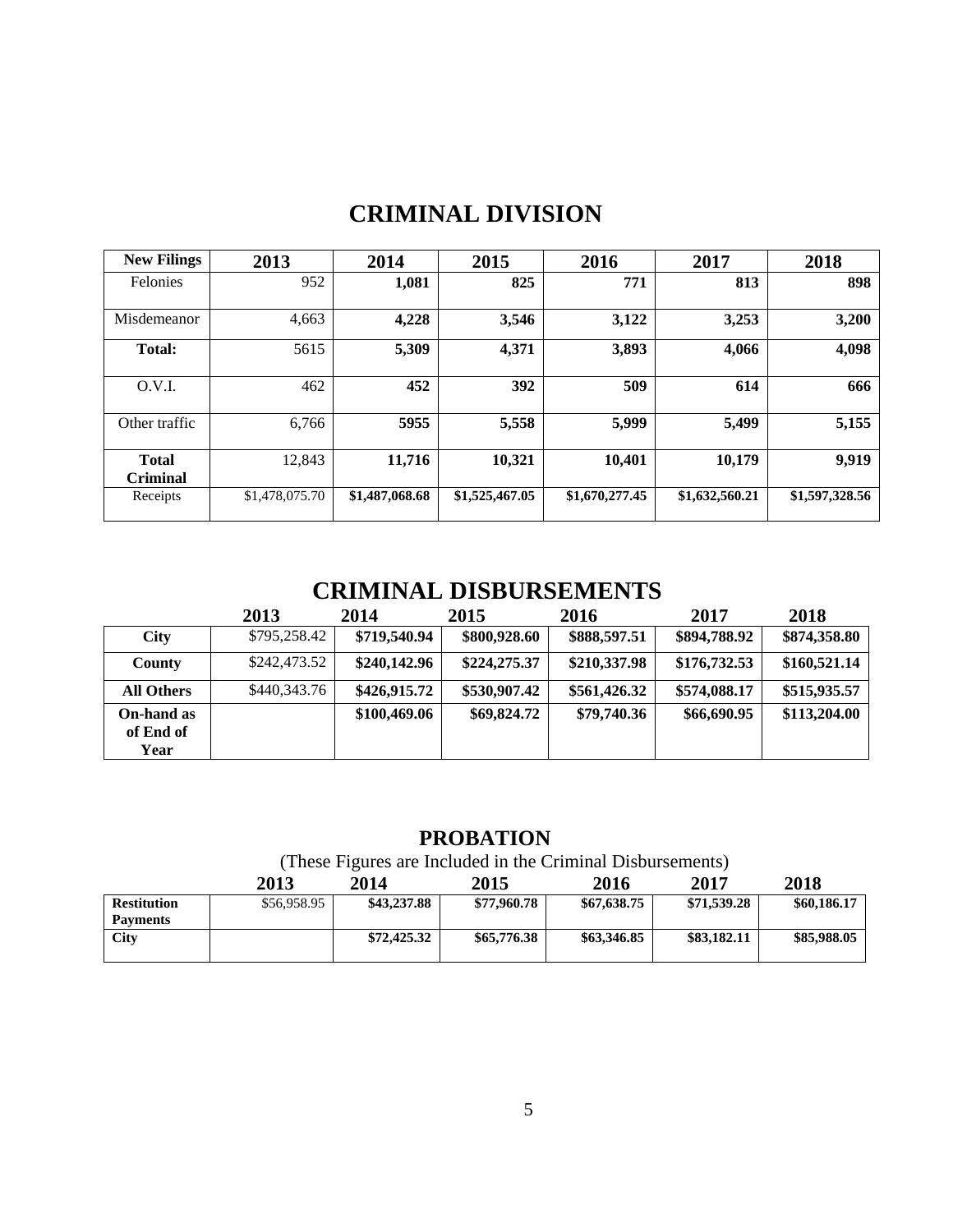# CRIMINAL DIVISION

| New Filings | 2013 | 2014 | 2015 | 2016 | 2017 | 2018 |
|---|---|---|---|---|---|---|
| Felonies | 952 | **1,081** | **825** | **771** | **813** | **898** |
| Misdemeanor | 4,663 | **4,228** | **3,546** | **3,122** | **3,253** | **3,200** |
| **Total:** | 5615 | **5,309** | **4,371** | **3,893** | **4,066** | **4,098** |
| O.V.I. | 462 | **452** | **392** | **509** | **614** | **666** |
| Other traffic | 6,766 | **5955** | **5,558** | **5,999** | **5,499** | **5,155** |
| **Total Criminal** | 12,843 | **11,716** | **10,321** | **10,401** | **10,179** | **9,919** |
| Receipts | $1,478,075.70 | **$1,487,068.68** | **$1,525,467.05** | **$1,670,277.45** | **$1,632,560.21** | **$1,597,328.56** |

# CRIMINAL DISBURSEMENTS

| | 2013 | 2014 | 2015 | 2016 | 2017 | 2018 |
|---|---|---|---|---|---|---|
| **City** | $795,258.42 | **$719,540.94** | **$800,928.60** | **$888,597.51** | **$894,788.92** | **$874,358.80** |
| **County** | $242,473.52 | **$240,142.96** | **$224,275.37** | **$210,337.98** | **$176,732.53** | **$160,521.14** |
| **All Others** | $440,343.76 | **$426,915.72** | **$530,907.42** | **$561,426.32** | **$574,088.17** | **$515,935.57** |
| **On-hand as of End of Year** | | **$100,469.06** | **$69,824.72** | **$79,740.36** | **$66,690.95** | **$113,204.00** |

## PROBATION

(These Figures are Included in the Criminal Disbursements)

| | 2013 | 2014 | 2015 | 2016 | 2017 | 2018 |
|---|---|---|---|---|---|---|
| **Restitution Payments** | $56,958.95 | **$43,237.88** | **$77,960.78** | **$67,638.75** | **$71,539.28** | **$60,186.17** |
| **City** | | **$72,425.32** | **$65,776.38** | **$63,346.85** | **$83,182.11** | **$85,988.05** |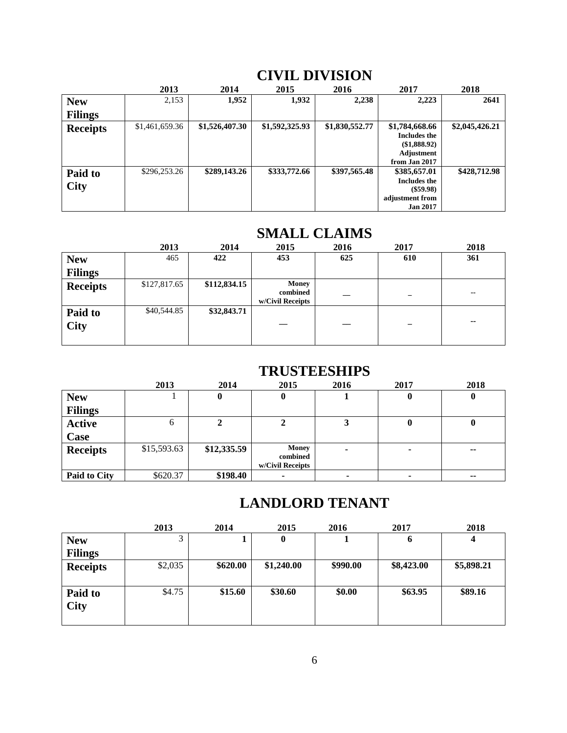## CIVIL DIVISION

| | 2013 | 2014 | 2015 | 2016 | 2017 | 2018 |
|---|---|---|---|---|---|---|
| **New Filings** | 2,153 | **1,952** | **1,932** | **2,238** | **2,223** | **2641** |
| **Receipts** | $1,461,659.36 | **$1,526,407.30** | **$1,592,325.93** | **$1,830,552.77** | **$1,784,668.66 Includes the ($1,888.92) Adjustment from Jan 2017** | **$2,045,426.21** |
| **Paid to City** | $296,253.26 | **$289,143.26** | **$333,772.66** | **$397,565.48** | **$385,657.01 Includes the ($59.98) adjustment from Jan 2017** | **$428,712.98** |

## SMALL CLAIMS

| | 2013 | 2014 | 2015 | 2016 | 2017 | 2018 |
|---|---|---|---|---|---|---|
| **New Filings** | 465 | **422** | **453** | **625** | **610** | **361** |
| **Receipts** | $127,817.65 | **$112,834.15** | **Money combined w/Civil Receipts** | — | – | -- |
| **Paid to City** | $40,544.85 | **$32,843.71** | — | — | – | -- |

## TRUSTEESHIPS

| | 2013 | 2014 | 2015 | 2016 | 2017 | 2018 |
|---|---|---|---|---|---|---|
| **New Filings** | 1 | **0** | **0** | **1** | **0** | **0** |
| **Active Case** | 6 | **2** | **2** | **3** | **0** | **0** |
| **Receipts** | $15,593.63 | **$12,335.59** | **Money combined w/Civil Receipts** | - | - | -- |
| **Paid to City** | $620.37 | **$198.40** | - | - | - | -- |

## LANDLORD TENANT

| | 2013 | 2014 | 2015 | 2016 | 2017 | 2018 |
|---|---|---|---|---|---|---|
| **New Filings** | 3 | **1** | **0** | **1** | **6** | **4** |
| **Receipts** | $2,035 | **$620.00** | **$1,240.00** | **$990.00** | **$8,423.00** | **$5,898.21** |
| **Paid to City** | $4.75 | **$15.60** | **$30.60** | **$0.00** | **$63.95** | **$89.16** |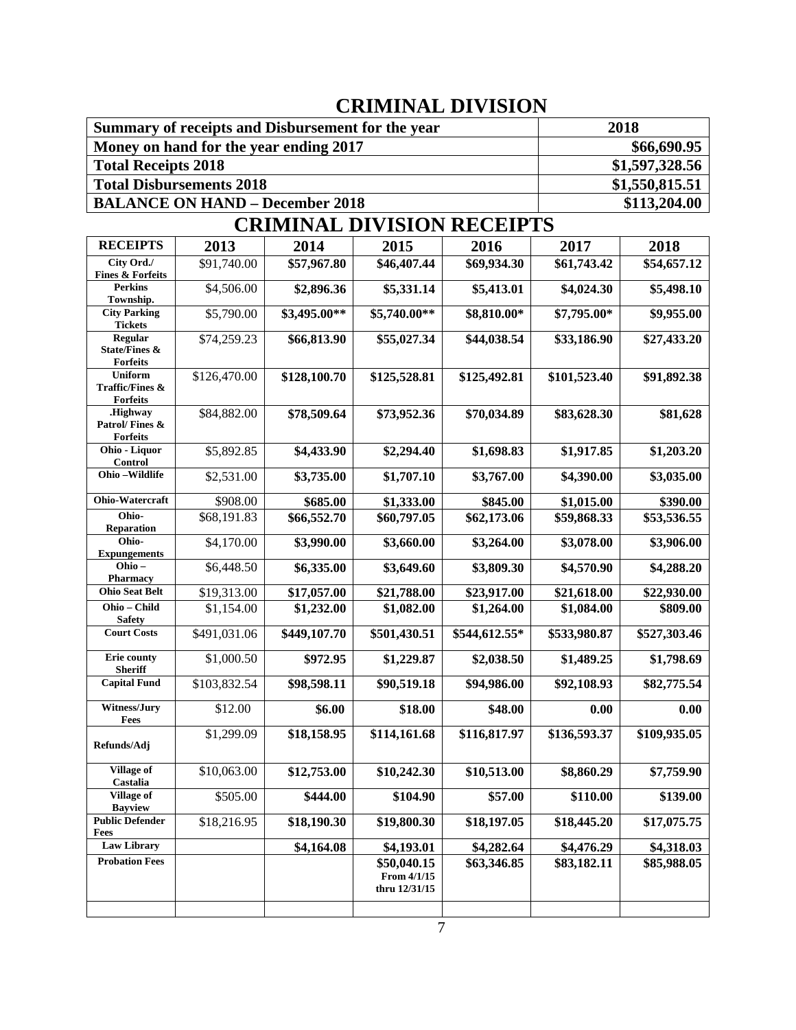# CRIMINAL DIVISION

| Summary of receipts and Disbursement for the year | 2018 |
|---|---|
| Money on hand for the year ending 2017 | $66,690.95 |
| Total Receipts 2018 | $1,597,328.56 |
| Total Disbursements 2018 | $1,550,815.51 |
| BALANCE ON HAND – December 2018 | $113,204.00 |

# CRIMINAL DIVISION RECEIPTS

| RECEIPTS | 2013 | 2014 | 2015 | 2016 | 2017 | 2018 |
|---|---|---|---|---|---|---|
| City Ord./ Fines & Forfeits | $91,740.00 | $57,967.80 | $46,407.44 | $69,934.30 | $61,743.42 | $54,657.12 |
| Perkins Township. | $4,506.00 | $2,896.36 | $5,331.14 | $5,413.01 | $4,024.30 | $5,498.10 |
| City Parking Tickets | $5,790.00 | $3,495.00** | $5,740.00** | $8,810.00* | $7,795.00* | $9,955.00 |
| Regular State/Fines & Forfeits | $74,259.23 | $66,813.90 | $55,027.34 | $44,038.54 | $33,186.90 | $27,433.20 |
| Uniform Traffic/Fines & Forfeits | $126,470.00 | $128,100.70 | $125,528.81 | $125,492.81 | $101,523.40 | $91,892.38 |
| .Highway Patrol/ Fines & Forfeits | $84,882.00 | $78,509.64 | $73,952.36 | $70,034.89 | $83,628.30 | $81,628 |
| Ohio - Liquor Control | $5,892.85 | $4,433.90 | $2,294.40 | $1,698.83 | $1,917.85 | $1,203.20 |
| Ohio –Wildlife | $2,531.00 | $3,735.00 | $1,707.10 | $3,767.00 | $4,390.00 | $3,035.00 |
| Ohio-Watercraft | $908.00 | $685.00 | $1,333.00 | $845.00 | $1,015.00 | $390.00 |
| Ohio-Reparation | $68,191.83 | $66,552.70 | $60,797.05 | $62,173.06 | $59,868.33 | $53,536.55 |
| Ohio-Expungements | $4,170.00 | $3,990.00 | $3,660.00 | $3,264.00 | $3,078.00 | $3,906.00 |
| Ohio – Pharmacy | $6,448.50 | $6,335.00 | $3,649.60 | $3,809.30 | $4,570.90 | $4,288.20 |
| Ohio Seat Belt | $19,313.00 | $17,057.00 | $21,788.00 | $23,917.00 | $21,618.00 | $22,930.00 |
| Ohio – Child Safety | $1,154.00 | $1,232.00 | $1,082.00 | $1,264.00 | $1,084.00 | $809.00 |
| Court Costs | $491,031.06 | $449,107.70 | $501,430.51 | $544,612.55* | $533,980.87 | $527,303.46 |
| Erie county Sheriff | $1,000.50 | $972.95 | $1,229.87 | $2,038.50 | $1,489.25 | $1,798.69 |
| Capital Fund | $103,832.54 | $98,598.11 | $90,519.18 | $94,986.00 | $92,108.93 | $82,775.54 |
| Witness/Jury Fees | $12.00 | $6.00 | $18.00 | $48.00 | 0.00 | 0.00 |
| Refunds/Adj | $1,299.09 | $18,158.95 | $114,161.68 | $116,817.97 | $136,593.37 | $109,935.05 |
| Village of Castalia | $10,063.00 | $12,753.00 | $10,242.30 | $10,513.00 | $8,860.29 | $7,759.90 |
| Village of Bayview | $505.00 | $444.00 | $104.90 | $57.00 | $110.00 | $139.00 |
| Public Defender Fees | $18,216.95 | $18,190.30 | $19,800.30 | $18,197.05 | $18,445.20 | $17,075.75 |
| Law Library | | $4,164.08 | $4,193.01 | $4,282.64 | $4,476.29 | $4,318.03 |
| Probation Fees | | | $50,040.15 From 4/1/15 thru 12/31/15 | $63,346.85 | $83,182.11 | $85,988.05 |
| | | | | | | |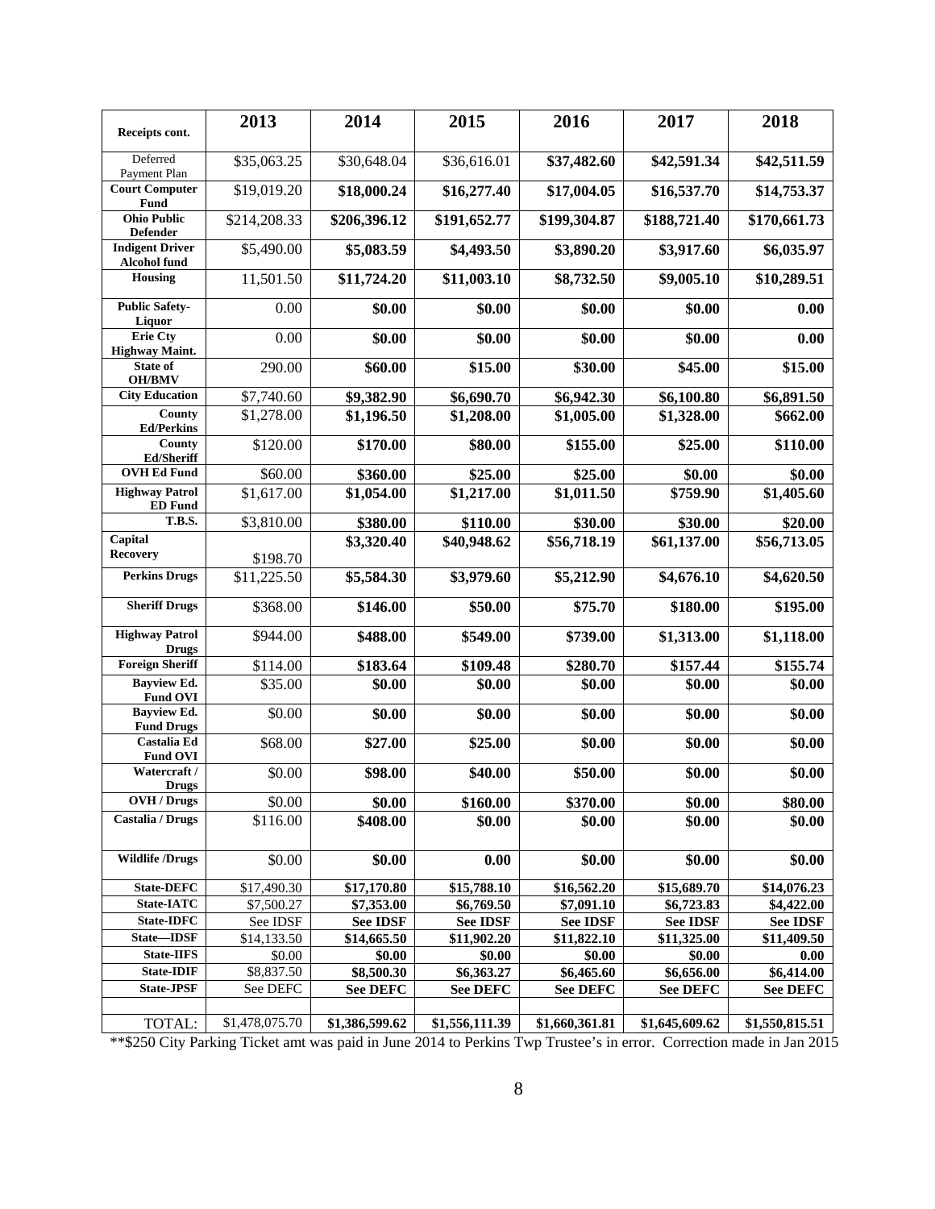| Receipts cont. | 2013 | 2014 | 2015 | 2016 | 2017 | 2018 |
|---|---|---|---|---|---|---|
| Deferred Payment Plan | $35,063.25 | $30,648.04 | $36,616.01 | **$37,482.60** | **$42,591.34** | **$42,511.59** |
| **Court Computer Fund** | $19,019.20 | **$18,000.24** | **$16,277.40** | **$17,004.05** | **$16,537.70** | **$14,753.37** |
| **Ohio Public Defender** | $214,208.33 | **$206,396.12** | **$191,652.77** | **$199,304.87** | **$188,721.40** | **$170,661.73** |
| **Indigent Driver Alcohol fund** | $5,490.00 | **$5,083.59** | **$4,493.50** | **$3,890.20** | **$3,917.60** | **$6,035.97** |
| **Housing** | 11,501.50 | **$11,724.20** | **$11,003.10** | **$8,732.50** | **$9,005.10** | **$10,289.51** |
| **Public Safety-Liquor** | 0.00 | **$0.00** | **$0.00** | **$0.00** | **$0.00** | **0.00** |
| **Erie Cty Highway Maint.** | 0.00 | **$0.00** | **$0.00** | **$0.00** | **$0.00** | **0.00** |
| **State of OH/BMV** | 290.00 | **$60.00** | **$15.00** | **$30.00** | **$45.00** | **$15.00** |
| **City Education** | $7,740.60 | **$9,382.90** | **$6,690.70** | **$6,942.30** | **$6,100.80** | **$6,891.50** |
| **County Ed/Perkins** | $1,278.00 | **$1,196.50** | **$1,208.00** | **$1,005.00** | **$1,328.00** | **$662.00** |
| **County Ed/Sheriff** | $120.00 | **$170.00** | **$80.00** | **$155.00** | **$25.00** | **$110.00** |
| **OVH Ed Fund** | $60.00 | **$360.00** | **$25.00** | **$25.00** | **$0.00** | **$0.00** |
| **Highway Patrol ED Fund** | $1,617.00 | **$1,054.00** | **$1,217.00** | **$1,011.50** | **$759.90** | **$1,405.60** |
| **T.B.S.** | $3,810.00 | **$380.00** | **$110.00** | **$30.00** | **$30.00** | **$20.00** |
| **Capital Recovery** | $198.70 | **$3,320.40** | **$40,948.62** | **$56,718.19** | **$61,137.00** | **$56,713.05** |
| **Perkins Drugs** | $11,225.50 | **$5,584.30** | **$3,979.60** | **$5,212.90** | **$4,676.10** | **$4,620.50** |
| **Sheriff Drugs** | $368.00 | **$146.00** | **$50.00** | **$75.70** | **$180.00** | **$195.00** |
| **Highway Patrol Drugs** | $944.00 | **$488.00** | **$549.00** | **$739.00** | **$1,313.00** | **$1,118.00** |
| **Foreign Sheriff** | $114.00 | **$183.64** | **$109.48** | **$280.70** | **$157.44** | **$155.74** |
| **Bayview Ed. Fund OVI** | $35.00 | **$0.00** | **$0.00** | **$0.00** | **$0.00** | **$0.00** |
| **Bayview Ed. Fund Drugs** | $0.00 | **$0.00** | **$0.00** | **$0.00** | **$0.00** | **$0.00** |
| **Castalia Ed Fund OVI** | $68.00 | **$27.00** | **$25.00** | **$0.00** | **$0.00** | **$0.00** |
| **Watercraft / Drugs** | $0.00 | **$98.00** | **$40.00** | **$50.00** | **$0.00** | **$0.00** |
| **OVH / Drugs** | $0.00 | **$0.00** | **$160.00** | **$370.00** | **$0.00** | **$80.00** |
| **Castalia / Drugs** | $116.00 | **$408.00** | **$0.00** | **$0.00** | **$0.00** | **$0.00** |
| **Wildlife /Drugs** | $0.00 | **$0.00** | **0.00** | **$0.00** | **$0.00** | **$0.00** |
| **State-DEFC** | $17,490.30 | **$17,170.80** | **$15,788.10** | **$16,562.20** | **$15,689.70** | **$14,076.23** |
| **State-IATC** | $7,500.27 | **$7,353.00** | **$6,769.50** | **$7,091.10** | **$6,723.83** | **$4,422.00** |
| **State-IDFC** | See IDSF | **See IDSF** | **See IDSF** | **See IDSF** | **See IDSF** | **See IDSF** |
| **State—IDSF** | $14,133.50 | **$14,665.50** | **$11,902.20** | **$11,822.10** | **$11,325.00** | **$11,409.50** |
| **State-IIFS** | $0.00 | **$0.00** | **$0.00** | **$0.00** | **$0.00** | **0.00** |
| **State-IDIF** | $8,837.50 | **$8,500.30** | **$6,363.27** | **$6,465.60** | **$6,656.00** | **$6,414.00** |
| **State-JPSF** | See DEFC | **See DEFC** | **See DEFC** | **See DEFC** | **See DEFC** | **See DEFC** |
| | | | | | | |
| TOTAL: | $1,478,075.70 | **$1,386,599.62** | **$1,556,111.39** | **$1,660,361.81** | **$1,645,609.62** | **$1,550,815.51** |

**$250 City Parking Ticket amt was paid in June 2014 to Perkins Twp Trustee's in error. Correction made in Jan 2015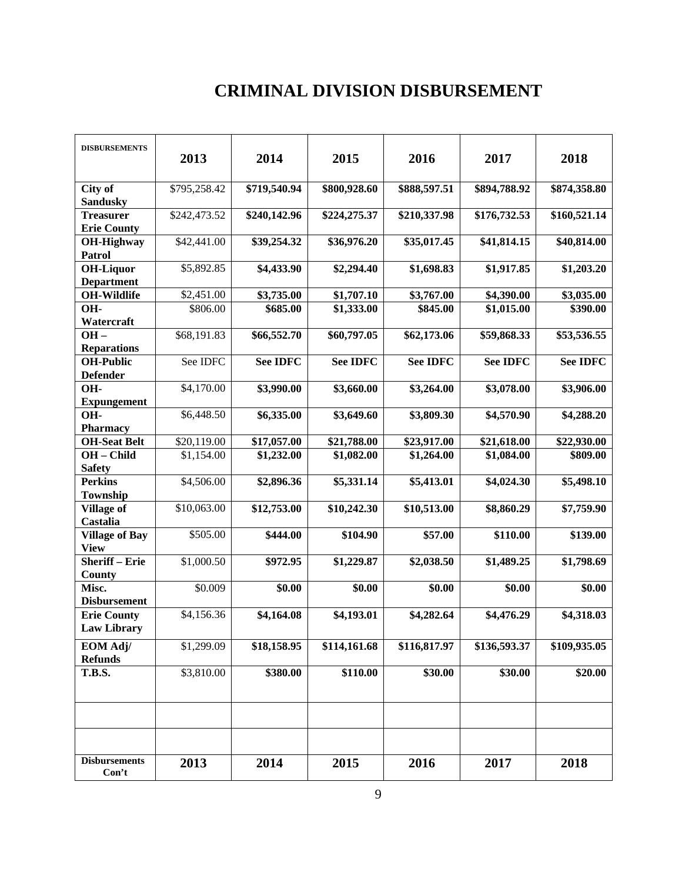# CRIMINAL DIVISION DISBURSEMENT

| DISBURSEMENTS | 2013 | 2014 | 2015 | 2016 | 2017 | 2018 |
|---|---|---|---|---|---|---|
| **City of Sandusky** | $795,258.42 | **$719,540.94** | **$800,928.60** | **$888,597.51** | **$894,788.92** | **$874,358.80** |
| **Treasurer Erie County** | $242,473.52 | **$240,142.96** | **$224,275.37** | **$210,337.98** | **$176,732.53** | **$160,521.14** |
| **OH-Highway Patrol** | $42,441.00 | **$39,254.32** | **$36,976.20** | **$35,017.45** | **$41,814.15** | **$40,814.00** |
| **OH-Liquor Department** | $5,892.85 | **$4,433.90** | **$2,294.40** | **$1,698.83** | **$1,917.85** | **$1,203.20** |
| **OH-Wildlife** | $2,451.00 | **$3,735.00** | **$1,707.10** | **$3,767.00** | **$4,390.00** | **$3,035.00** |
| **OH-Watercraft** | $806.00 | **$685.00** | **$1,333.00** | **$845.00** | **$1,015.00** | **$390.00** |
| **OH – Reparations** | $68,191.83 | **$66,552.70** | **$60,797.05** | **$62,173.06** | **$59,868.33** | **$53,536.55** |
| **OH-Public Defender** | See IDFC | **See IDFC** | **See IDFC** | **See IDFC** | **See IDFC** | **See IDFC** |
| **OH-Expungement** | $4,170.00 | **$3,990.00** | **$3,660.00** | **$3,264.00** | **$3,078.00** | **$3,906.00** |
| **OH-Pharmacy** | $6,448.50 | **$6,335.00** | **$3,649.60** | **$3,809.30** | **$4,570.90** | **$4,288.20** |
| **OH-Seat Belt** | $20,119.00 | **$17,057.00** | **$21,788.00** | **$23,917.00** | **$21,618.00** | **$22,930.00** |
| **OH – Child Safety** | $1,154.00 | **$1,232.00** | **$1,082.00** | **$1,264.00** | **$1,084.00** | **$809.00** |
| **Perkins Township** | $4,506.00 | **$2,896.36** | **$5,331.14** | **$5,413.01** | **$4,024.30** | **$5,498.10** |
| **Village of Castalia** | $10,063.00 | **$12,753.00** | **$10,242.30** | **$10,513.00** | **$8,860.29** | **$7,759.90** |
| **Village of Bay View** | $505.00 | **$444.00** | **$104.90** | **$57.00** | **$110.00** | **$139.00** |
| **Sheriff – Erie County** | $1,000.50 | **$972.95** | **$1,229.87** | **$2,038.50** | **$1,489.25** | **$1,798.69** |
| **Misc. Disbursement** | $0.009 | **$0.00** | **$0.00** | **$0.00** | **$0.00** | **$0.00** |
| **Erie County Law Library** | $4,156.36 | **$4,164.08** | **$4,193.01** | **$4,282.64** | **$4,476.29** | **$4,318.03** |
| **EOM Adj/ Refunds** | $1,299.09 | **$18,158.95** | **$114,161.68** | **$116,817.97** | **$136,593.37** | **$109,935.05** |
| **T.B.S.** | $3,810.00 | **$380.00** | **$110.00** | **$30.00** | **$30.00** | **$20.00** |
| | | | | | | |
| | | | | | | |
| **Disbursements Con't** | **2013** | **2014** | **2015** | **2016** | **2017** | **2018** |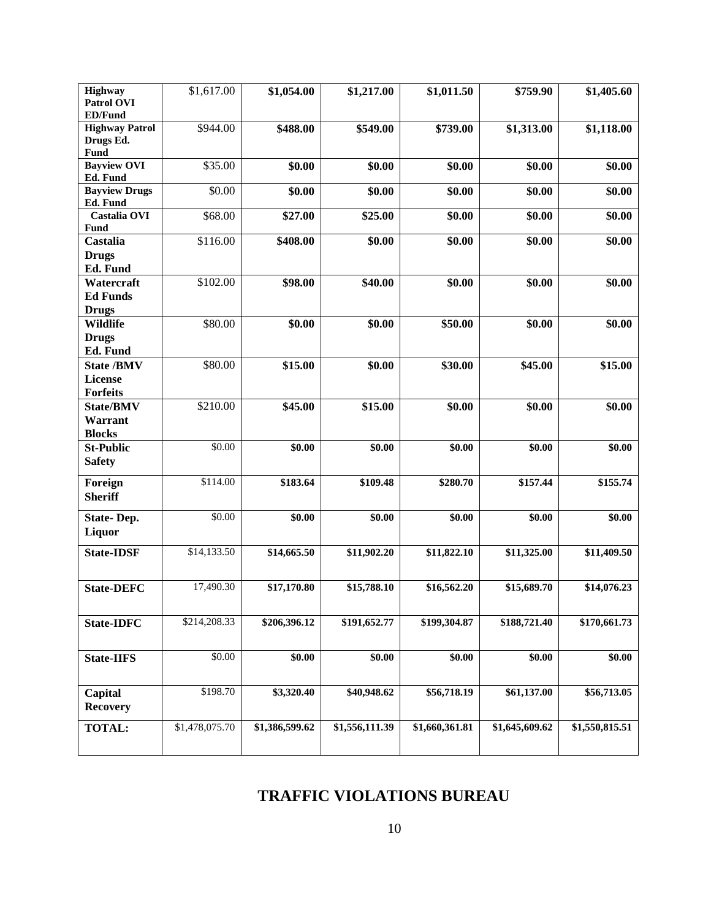| | | | | | | |
|---|---|---|---|---|---|---|
| **Highway Patrol OVI ED/Fund** | $1,617.00 | **$1,054.00** | **$1,217.00** | **$1,011.50** | **$759.90** | **$1,405.60** |
| **Highway Patrol Drugs Ed. Fund** | $944.00 | **$488.00** | **$549.00** | **$739.00** | **$1,313.00** | **$1,118.00** |
| **Bayview OVI Ed. Fund** | $35.00 | **$0.00** | **$0.00** | **$0.00** | **$0.00** | **$0.00** |
| **Bayview Drugs Ed. Fund** | $0.00 | **$0.00** | **$0.00** | **$0.00** | **$0.00** | **$0.00** |
| **Castalia OVI Fund** | $68.00 | **$27.00** | **$25.00** | **$0.00** | **$0.00** | **$0.00** |
| **Castalia Drugs Ed. Fund** | $116.00 | **$408.00** | **$0.00** | **$0.00** | **$0.00** | **$0.00** |
| **Watercraft Ed Funds Drugs** | $102.00 | **$98.00** | **$40.00** | **$0.00** | **$0.00** | **$0.00** |
| **Wildlife Drugs Ed. Fund** | $80.00 | **$0.00** | **$0.00** | **$50.00** | **$0.00** | **$0.00** |
| **State /BMV License Forfeits** | $80.00 | **$15.00** | **$0.00** | **$30.00** | **$45.00** | **$15.00** |
| **State/BMV Warrant Blocks** | $210.00 | **$45.00** | **$15.00** | **$0.00** | **$0.00** | **$0.00** |
| **St-Public Safety** | $0.00 | **$0.00** | **$0.00** | **$0.00** | **$0.00** | **$0.00** |
| **Foreign Sheriff** | $114.00 | **$183.64** | **$109.48** | **$280.70** | **$157.44** | **$155.74** |
| **State- Dep. Liquor** | $0.00 | **$0.00** | **$0.00** | **$0.00** | **$0.00** | **$0.00** |
| **State-IDSF** | $14,133.50 | **$14,665.50** | **$11,902.20** | **$11,822.10** | **$11,325.00** | **$11,409.50** |
| **State-DEFC** | 17,490.30 | **$17,170.80** | **$15,788.10** | **$16,562.20** | **$15,689.70** | **$14,076.23** |
| **State-IDFC** | $214,208.33 | **$206,396.12** | **$191,652.77** | **$199,304.87** | **$188,721.40** | **$170,661.73** |
| **State-IIFS** | $0.00 | **$0.00** | **$0.00** | **$0.00** | **$0.00** | **$0.00** |
| **Capital Recovery** | $198.70 | **$3,320.40** | **$40,948.62** | **$56,718.19** | **$61,137.00** | **$56,713.05** |
| **TOTAL:** | $1,478,075.70 | **$1,386,599.62** | **$1,556,111.39** | **$1,660,361.81** | **$1,645,609.62** | **$1,550,815.51** |

## TRAFFIC VIOLATIONS BUREAU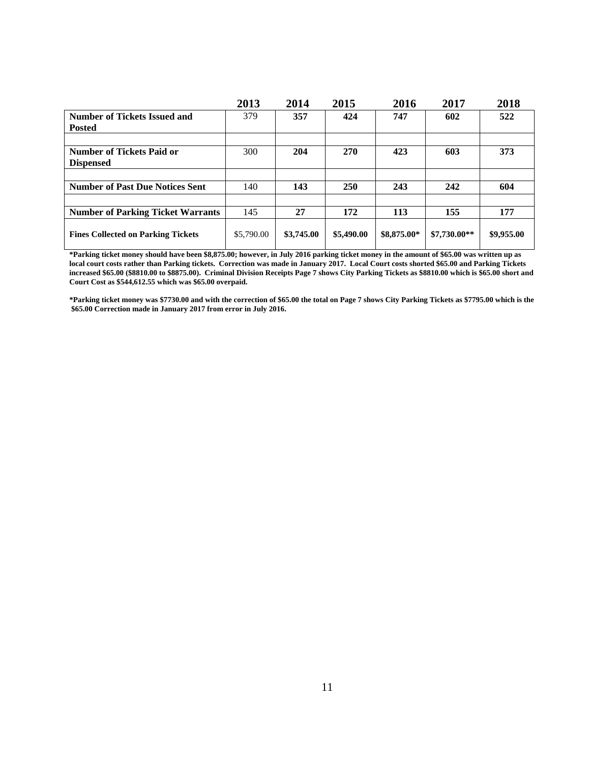| | 2013 | 2014 | 2015 | 2016 | 2017 | 2018 |
|---|---|---|---|---|---|---|
| **Number of Tickets Issued and Posted** | 379 | **357** | **424** | **747** | **602** | **522** |
| | | | | | | |
| **Number of Tickets Paid or Dispensed** | 300 | **204** | **270** | **423** | **603** | **373** |
| | | | | | | |
| **Number of Past Due Notices Sent** | 140 | **143** | **250** | **243** | **242** | **604** |
| | | | | | | |
| **Number of Parking Ticket Warrants** | 145 | **27** | **172** | **113** | **155** | **177** |
| **Fines Collected on Parking Tickets** | $5,790.00 | **$3,745.00** | **$5,490.00** | **$8,875.00*** | **$7,730.00**** | **$9,955.00** |

**\*Parking ticket money should have been $8,875.00; however, in July 2016 parking ticket money in the amount of $65.00 was written up as local court costs rather than Parking tickets. Correction was made in January 2017. Local Court costs shorted $65.00 and Parking Tickets increased $65.00 ($8810.00 to $8875.00). Criminal Division Receipts Page 7 shows City Parking Tickets as $8810.00 which is $65.00 short and Court Cost as $544,612.55 which was $65.00 overpaid.**

**\*Parking ticket money was $7730.00 and with the correction of $65.00 the total on Page 7 shows City Parking Tickets as $7795.00 which is the $65.00 Correction made in January 2017 from error in July 2016.**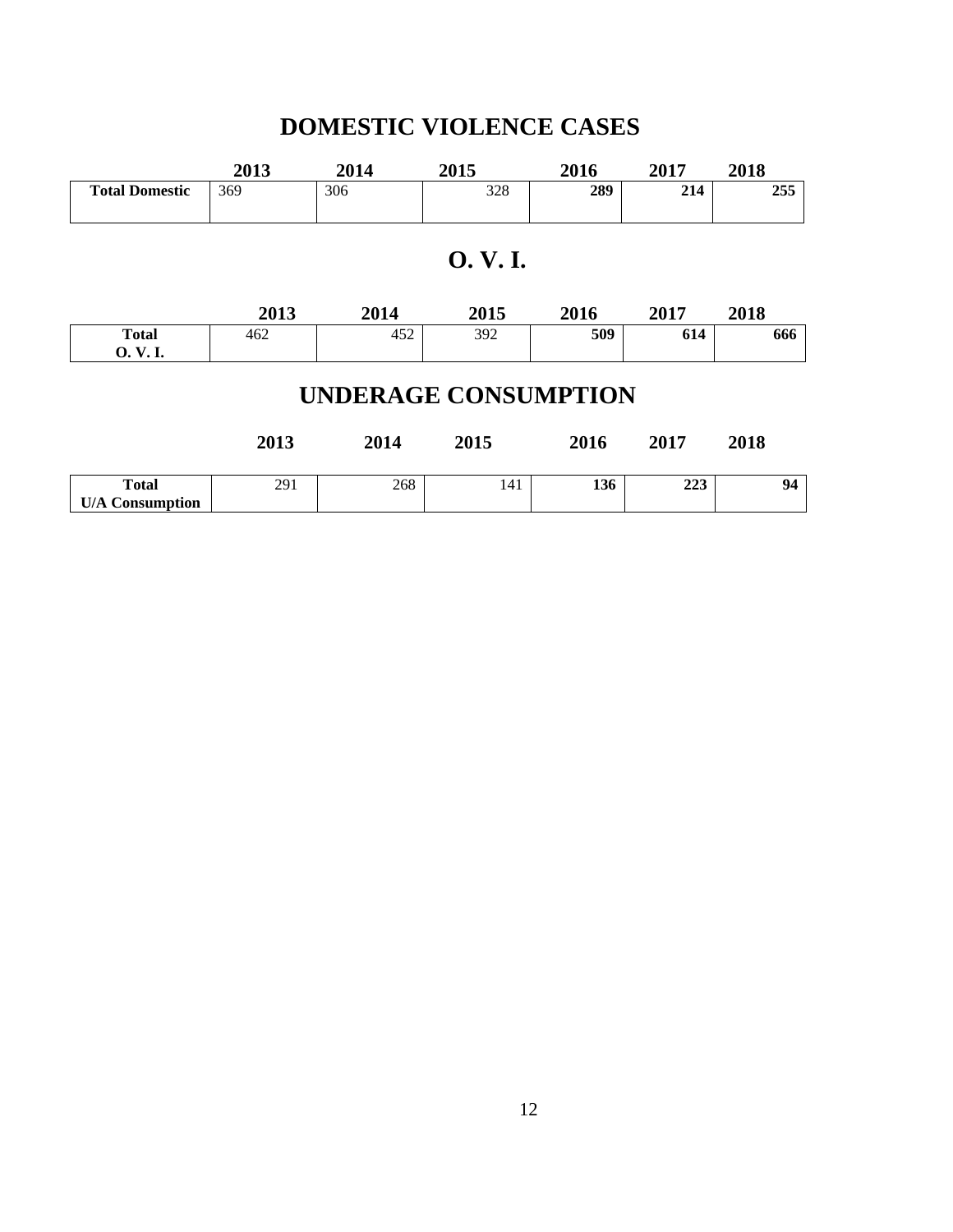## DOMESTIC VIOLENCE CASES

| | 2013 | 2014 | 2015 | 2016 | 2017 | 2018 |
|---|---|---|---|---|---|---|
| **Total Domestic** | 369 | 306 | 328 | **289** | **214** | **255** |

## O. V. I.

| | 2013 | 2014 | 2015 | 2016 | 2017 | 2018 |
|---|---|---|---|---|---|---|
| **Total O. V. I.** | 462 | 452 | 392 | **509** | **614** | **666** |

## UNDERAGE CONSUMPTION

| | 2013 | 2014 | 2015 | 2016 | 2017 | 2018 |
|---|---|---|---|---|---|---|
| **Total U/A Consumption** | 291 | 268 | 141 | **136** | **223** | **94** |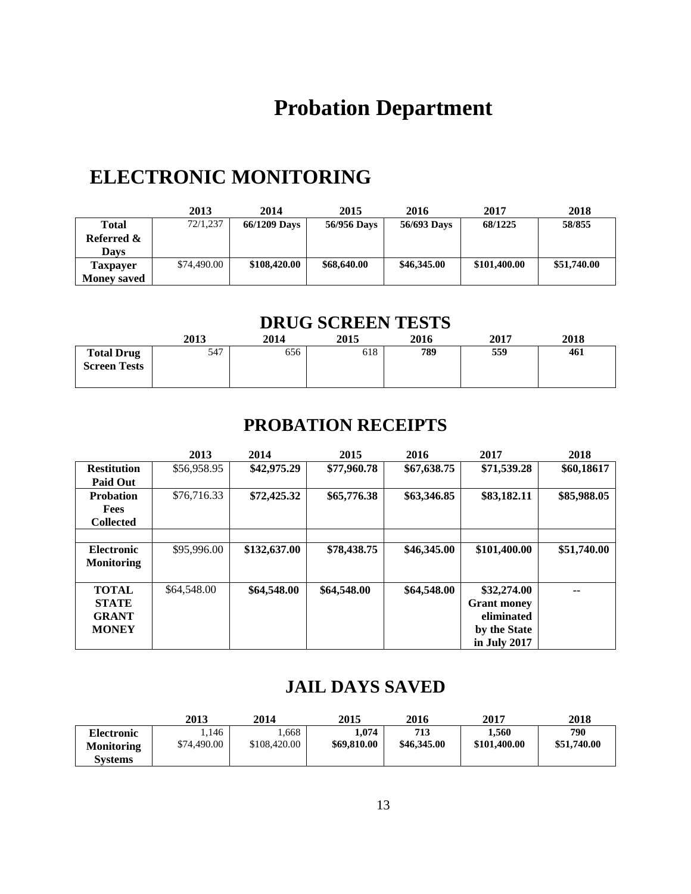# Probation Department

## ELECTRONIC MONITORING

| | 2013 | 2014 | 2015 | 2016 | 2017 | 2018 |
|---|---|---|---|---|---|---|
| **Total Referred & Days** | 72/1,237 | **66/1209 Days** | **56/956 Days** | **56/693 Days** | **68/1225** | **58/855** |
| **Taxpayer Money saved** | $74,490.00 | **$108,420.00** | **$68,640.00** | **$46,345.00** | **$101,400.00** | **$51,740.00** |

## DRUG SCREEN TESTS

| | 2013 | 2014 | 2015 | 2016 | 2017 | 2018 |
|---|---|---|---|---|---|---|
| **Total Drug Screen Tests** | 547 | 656 | 618 | **789** | **559** | **461** |

## PROBATION RECEIPTS

| | 2013 | 2014 | 2015 | 2016 | 2017 | 2018 |
|---|---|---|---|---|---|---|
| **Restitution Paid Out** | $56,958.95 | **$42,975.29** | **$77,960.78** | **$67,638.75** | **$71,539.28** | **$60,18617** |
| **Probation Fees Collected** | $76,716.33 | **$72,425.32** | **$65,776.38** | **$63,346.85** | **$83,182.11** | **$85,988.05** |
| | | | | | | |
| **Electronic Monitoring** | $95,996.00 | **$132,637.00** | **$78,438.75** | **$46,345.00** | **$101,400.00** | **$51,740.00** |
| **TOTAL STATE GRANT MONEY** | $64,548.00 | **$64,548.00** | **$64,548.00** | **$64,548.00** | **$32,274.00 Grant money eliminated by the State in July 2017** | **--** |

## JAIL DAYS SAVED

| | 2013 | 2014 | 2015 | 2016 | 2017 | 2018 |
|---|---|---|---|---|---|---|
| **Electronic Monitoring Systems** | 1,146<br>$74,490.00 | 1,668<br>$108,420.00 | **1,074**<br>**$69,810.00** | **713**<br>**$46,345.00** | **1,560**<br>**$101,400.00** | **790**<br>**$51,740.00** |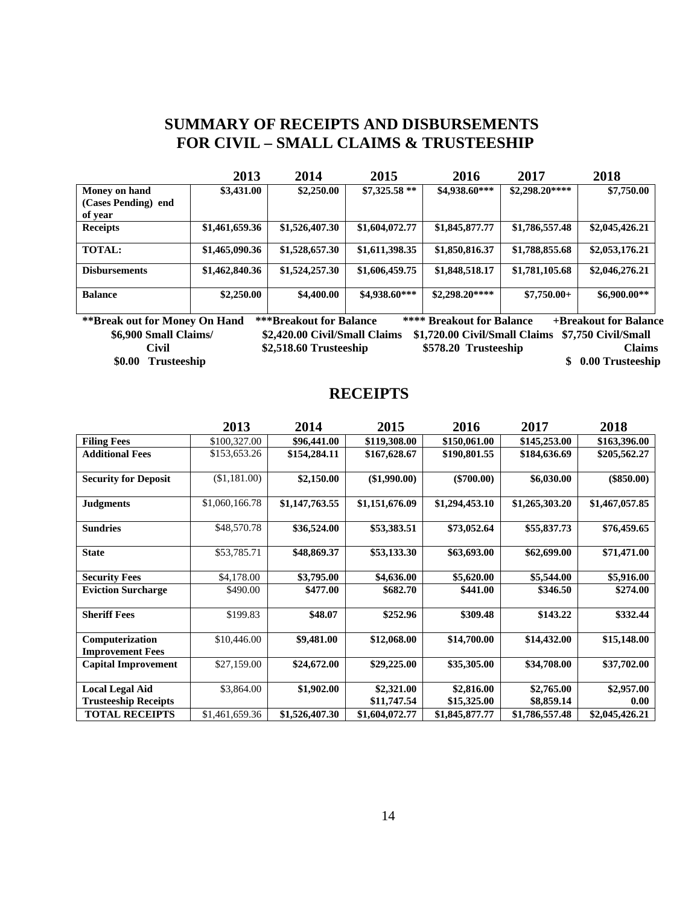# SUMMARY OF RECEIPTS AND DISBURSEMENTS FOR CIVIL – SMALL CLAIMS & TRUSTEESHIP

| | 2013 | 2014 | 2015 | 2016 | 2017 | 2018 |
|---|---|---|---|---|---|---|
| **Money on hand (Cases Pending) end of year** | **$3,431.00** | **$2,250.00** | **$7,325.58 ** ** | **$4,938.60*** ** | **$2,298.20**** ** | **$7,750.00** |
| **Receipts** | **$1,461,659.36** | **$1,526,407.30** | **$1,604,072.77** | **$1,845,877.77** | **$1,786,557.48** | **$2,045,426.21** |
| **TOTAL:** | **$1,465,090.36** | **$1,528,657.30** | **$1,611,398.35** | **$1,850,816.37** | **$1,788,855.68** | **$2,053,176.21** |
| **Disbursements** | **$1,462,840.36** | **$1,524,257.30** | **$1,606,459.75** | **$1,848,518.17** | **$1,781,105.68** | **$2,046,276.21** |
| **Balance** | **$2,250.00** | **$4,400.00** | **$4,938.60*** ** | **$2,298.20**** ** | **$7,750.00+** | **$6,900.00** ** |

**Break out for Money On Hand
$6,900 Small Claims/ Civil
$0.00 Trusteeship

***Breakout for Balance
$2,420.00 Civil/Small Claims
$2,518.60 Trusteeship

**** Breakout for Balance
$1,720.00 Civil/Small Claims
$578.20 Trusteeship

+Breakout for Balance
$7,750 Civil/Small Claims
$ 0.00 Trusteeship

## RECEIPTS

| | 2013 | 2014 | 2015 | 2016 | 2017 | 2018 |
|---|---|---|---|---|---|---|
| **Filing Fees** | $100,327.00 | **$96,441.00** | **$119,308.00** | **$150,061.00** | **$145,253.00** | **$163,396.00** |
| **Additional Fees** | $153,653.26 | **$154,284.11** | **$167,628.67** | **$190,801.55** | **$184,636.69** | **$205,562.27** |
| **Security for Deposit** | ($1,181.00) | **$2,150.00** | **($1,990.00)** | **($700.00)** | **$6,030.00** | **($850.00)** |
| **Judgments** | $1,060,166.78 | **$1,147,763.55** | **$1,151,676.09** | **$1,294,453.10** | **$1,265,303.20** | **$1,467,057.85** |
| **Sundries** | $48,570.78 | **$36,524.00** | **$53,383.51** | **$73,052.64** | **$55,837.73** | **$76,459.65** |
| **State** | $53,785.71 | **$48,869.37** | **$53,133.30** | **$63,693.00** | **$62,699.00** | **$71,471.00** |
| **Security Fees** | $4,178.00 | **$3,795.00** | **$4,636.00** | **$5,620.00** | **$5,544.00** | **$5,916.00** |
| **Eviction Surcharge** | $490.00 | **$477.00** | **$682.70** | **$441.00** | **$346.50** | **$274.00** |
| **Sheriff Fees** | $199.83 | **$48.07** | **$252.96** | **$309.48** | **$143.22** | **$332.44** |
| **Computerization Improvement Fees** | $10,446.00 | **$9,481.00** | **$12,068.00** | **$14,700.00** | **$14,432.00** | **$15,148.00** |
| **Capital Improvement** | $27,159.00 | **$24,672.00** | **$29,225.00** | **$35,305.00** | **$34,708.00** | **$37,702.00** |
| **Local Legal Aid** | $3,864.00 | **$1,902.00** | **$2,321.00** | **$2,816.00** | **$2,765.00** | **$2,957.00** |
| **Trusteeship Receipts** | | | **$11,747.54** | **$15,325.00** | **$8,859.14** | **0.00** |
| **TOTAL RECEIPTS** | $1,461,659.36 | **$1,526,407.30** | **$1,604,072.77** | **$1,845,877.77** | **$1,786,557.48** | **$2,045,426.21** |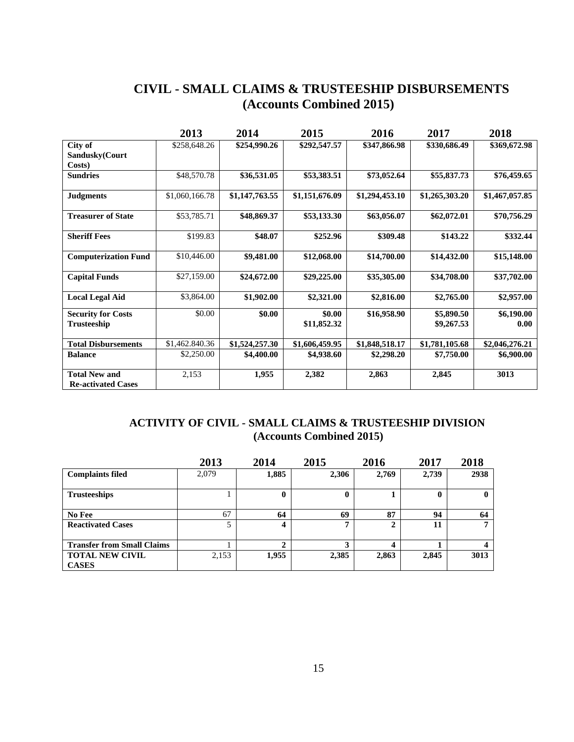## CIVIL - SMALL CLAIMS & TRUSTEESHIP DISBURSEMENTS (Accounts Combined 2015)

| | 2013 | 2014 | 2015 | 2016 | 2017 | 2018 |
|---|---|---|---|---|---|---|
| **City of Sandusky(Court Costs)** | $258,648.26 | **$254,990.26** | **$292,547.57** | **$347,866.98** | **$330,686.49** | **$369,672.98** |
| **Sundries** | $48,570.78 | **$36,531.05** | **$53,383.51** | **$73,052.64** | **$55,837.73** | **$76,459.65** |
| **Judgments** | $1,060,166.78 | **$1,147,763.55** | **$1,151,676.09** | **$1,294,453.10** | **$1,265,303.20** | **$1,467,057.85** |
| **Treasurer of State** | $53,785.71 | **$48,869.37** | **$53,133.30** | **$63,056.07** | **$62,072.01** | **$70,756.29** |
| **Sheriff Fees** | $199.83 | **$48.07** | **$252.96** | **$309.48** | **$143.22** | **$332.44** |
| **Computerization Fund** | $10,446.00 | **$9,481.00** | **$12,068.00** | **$14,700.00** | **$14,432.00** | **$15,148.00** |
| **Capital Funds** | $27,159.00 | **$24,672.00** | **$29,225.00** | **$35,305.00** | **$34,708.00** | **$37,702.00** |
| **Local Legal Aid** | $3,864.00 | **$1,902.00** | **$2,321.00** | **$2,816.00** | **$2,765.00** | **$2,957.00** |
| **Security for Costs Trusteeship** | $0.00 | **$0.00** | **$0.00 $11,852.32** | **$16,958.90** | **$5,890.50 $9,267.53** | **$6,190.00 0.00** |
| **Total Disbursements** | $1,462.840.36 | **$1,524,257.30** | **$1,606,459.95** | **$1,848,518.17** | **$1,781,105.68** | **$2,046,276.21** |
| **Balance** | $2,250.00 | **$4,400.00** | **$4,938.60** | **$2,298.20** | **$7,750.00** | **$6,900.00** |
| **Total New and Re-activated Cases** | 2,153 | **1,955** | **2,382** | **2,863** | **2,845** | **3013** |

## ACTIVITY OF CIVIL - SMALL CLAIMS & TRUSTEESHIP DIVISION (Accounts Combined 2015)

| | 2013 | 2014 | 2015 | 2016 | 2017 | 2018 |
|---|---|---|---|---|---|---|
| **Complaints filed** | 2,079 | **1,885** | **2,306** | **2,769** | **2,739** | **2938** |
| **Trusteeships** | 1 | **0** | **0** | **1** | **0** | **0** |
| **No Fee** | 67 | **64** | **69** | **87** | **94** | **64** |
| **Reactivated Cases** | 5 | **4** | **7** | **2** | **11** | **7** |
| **Transfer from Small Claims** | 1 | **2** | **3** | **4** | **1** | **4** |
| **TOTAL NEW CIVIL CASES** | 2,153 | **1,955** | **2,385** | **2,863** | **2,845** | **3013** |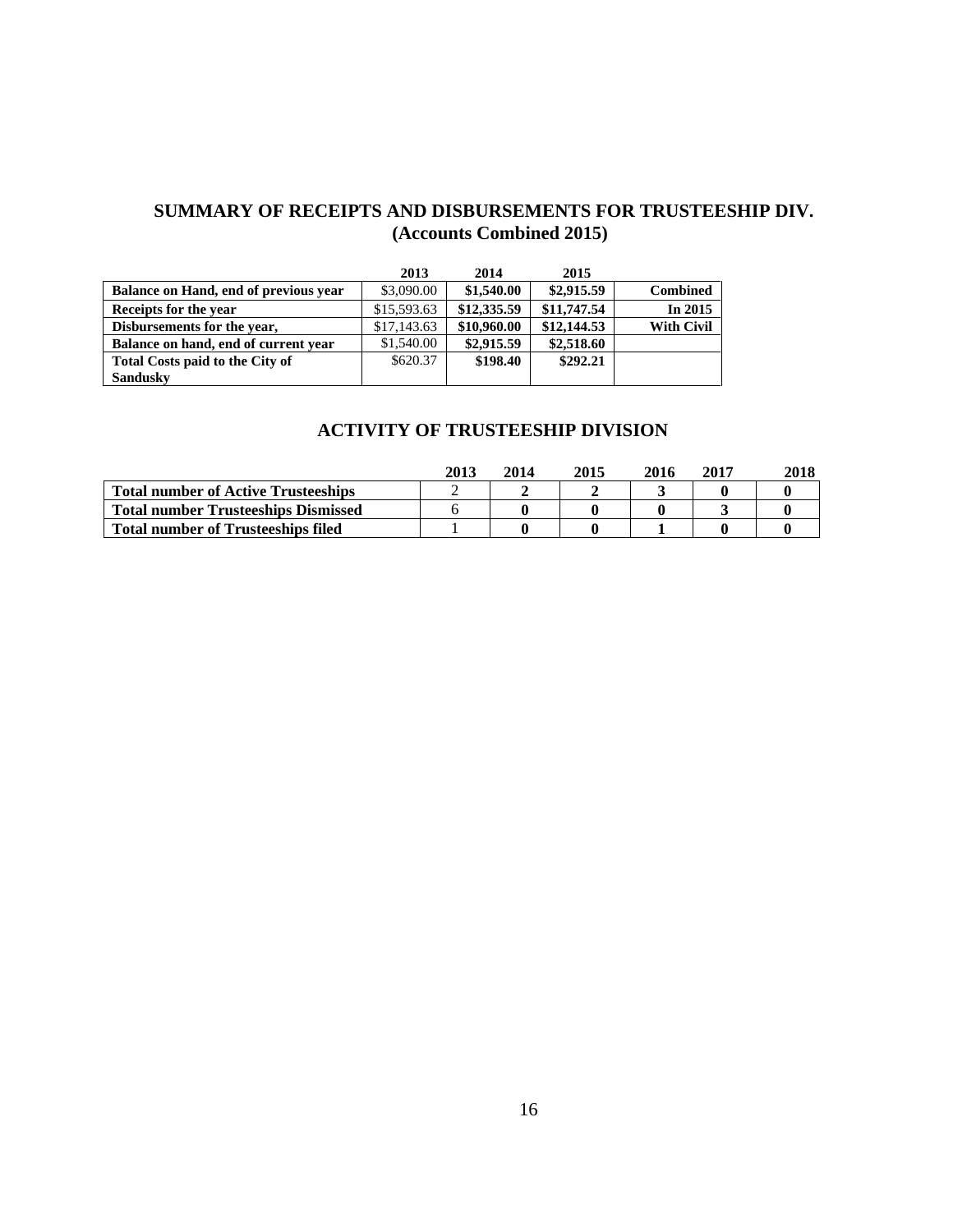## SUMMARY OF RECEIPTS AND DISBURSEMENTS FOR TRUSTEESHIP DIV. (Accounts Combined 2015)

| | 2013 | 2014 | 2015 | |
|---|---|---|---|---|
| **Balance on Hand, end of previous year** | $3,090.00 | **$1,540.00** | **$2,915.59** | **Combined** |
| **Receipts for the year** | $15,593.63 | **$12,335.59** | **$11,747.54** | **In 2015** |
| **Disbursements for the year,** | $17,143.63 | **$10,960.00** | **$12,144.53** | **With Civil** |
| **Balance on hand, end of current year** | $1,540.00 | **$2,915.59** | **$2,518.60** | |
| **Total Costs paid to the City of Sandusky** | $620.37 | **$198.40** | **$292.21** | |

## ACTIVITY OF TRUSTEESHIP DIVISION

| | 2013 | 2014 | 2015 | 2016 | 2017 | 2018 |
|---|---|---|---|---|---|---|
| **Total number of Active Trusteeships** | 2 | **2** | **2** | **3** | **0** | **0** |
| **Total number Trusteeships Dismissed** | 6 | **0** | **0** | **0** | **3** | **0** |
| **Total number of Trusteeships filed** | 1 | **0** | **0** | **1** | **0** | **0** |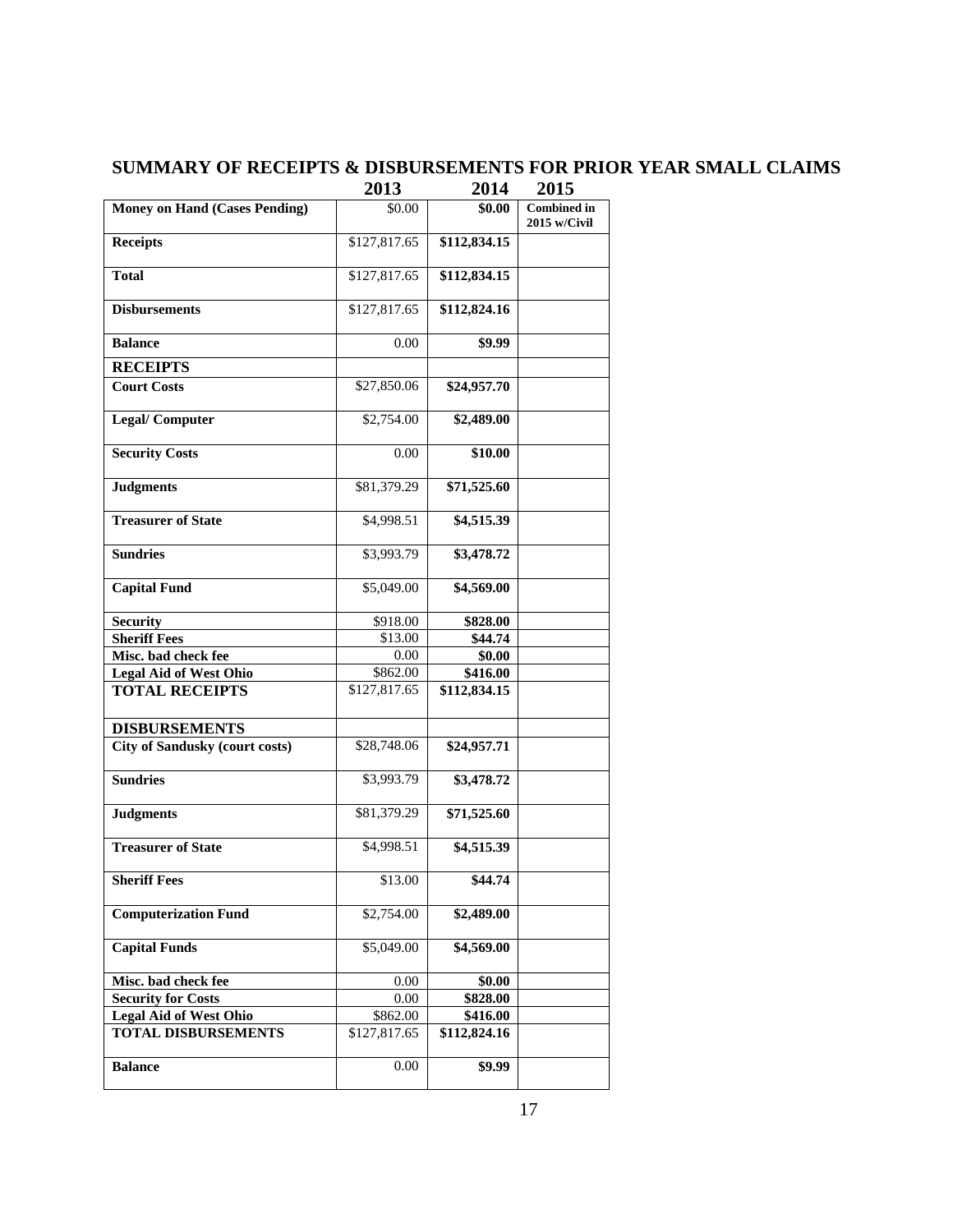## SUMMARY OF RECEIPTS & DISBURSEMENTS FOR PRIOR YEAR SMALL CLAIMS

| | 2013 | 2014 | 2015 |
|---|---|---|---|
| **Money on Hand (Cases Pending)** | $0.00 | **$0.00** | **Combined in 2015 w/Civil** |
| **Receipts** | $127,817.65 | **$112,834.15** | |
| **Total** | $127,817.65 | **$112,834.15** | |
| **Disbursements** | $127,817.65 | **$112,824.16** | |
| **Balance** | 0.00 | **$9.99** | |
| **RECEIPTS** | | | |
| **Court Costs** | $27,850.06 | **$24,957.70** | |
| **Legal/ Computer** | $2,754.00 | **$2,489.00** | |
| **Security Costs** | 0.00 | **$10.00** | |
| **Judgments** | $81,379.29 | **$71,525.60** | |
| **Treasurer of State** | $4,998.51 | **$4,515.39** | |
| **Sundries** | $3,993.79 | **$3,478.72** | |
| **Capital Fund** | $5,049.00 | **$4,569.00** | |
| **Security** | $918.00 | **$828.00** | |
| **Sheriff Fees** | $13.00 | **$44.74** | |
| **Misc. bad check fee** | 0.00 | **$0.00** | |
| **Legal Aid of West Ohio** | $862.00 | **$416.00** | |
| **TOTAL RECEIPTS** | $127,817.65 | **$112,834.15** | |
| **DISBURSEMENTS** | | | |
| **City of Sandusky (court costs)** | $28,748.06 | **$24,957.71** | |
| **Sundries** | $3,993.79 | **$3,478.72** | |
| **Judgments** | $81,379.29 | **$71,525.60** | |
| **Treasurer of State** | $4,998.51 | **$4,515.39** | |
| **Sheriff Fees** | $13.00 | **$44.74** | |
| **Computerization Fund** | $2,754.00 | **$2,489.00** | |
| **Capital Funds** | $5,049.00 | **$4,569.00** | |
| **Misc. bad check fee** | 0.00 | **$0.00** | |
| **Security for Costs** | 0.00 | **$828.00** | |
| **Legal Aid of West Ohio** | $862.00 | **$416.00** | |
| **TOTAL DISBURSEMENTS** | $127,817.65 | **$112,824.16** | |
| **Balance** | 0.00 | **$9.99** | |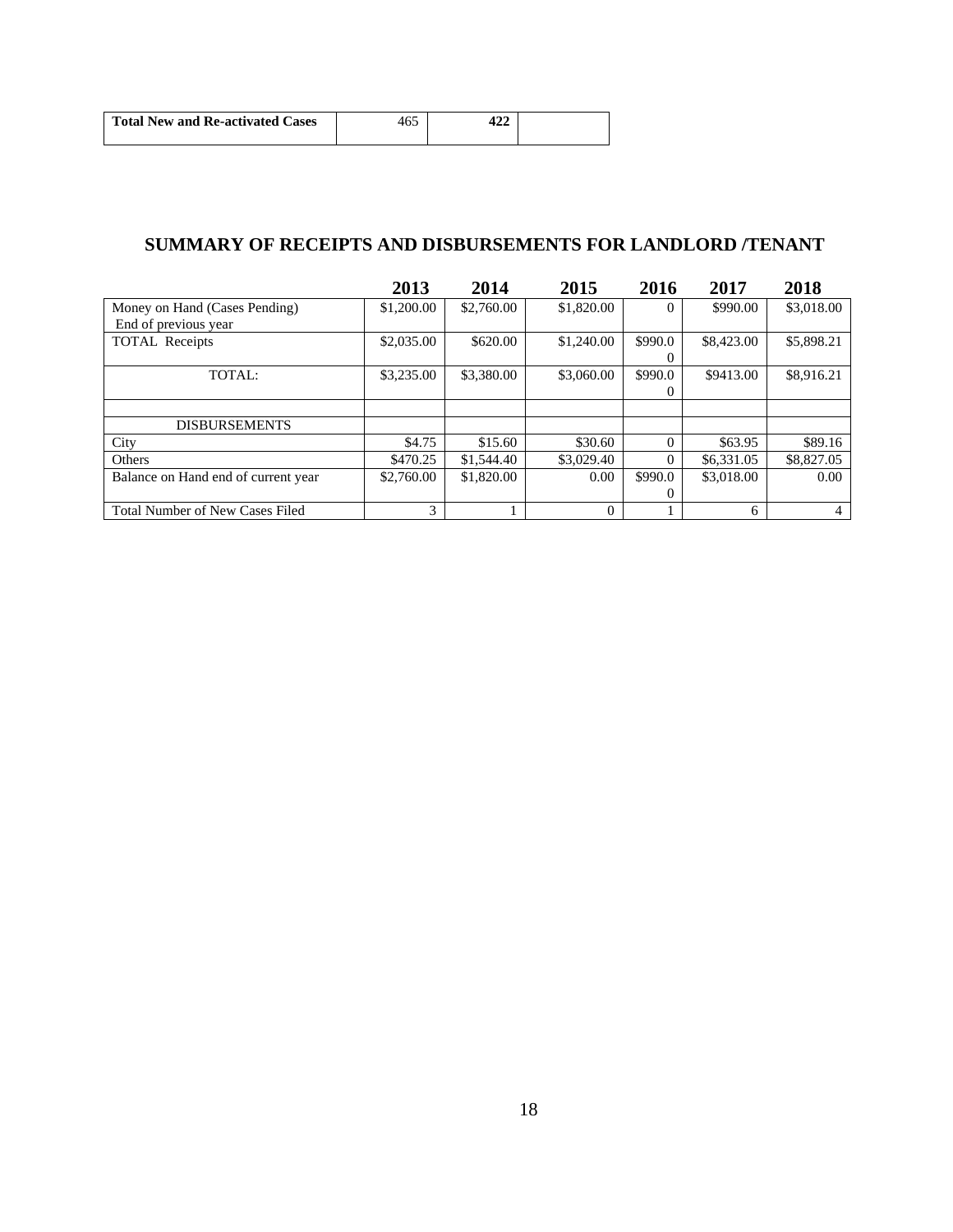| | | | |
|---|---|---|---|
| **Total New and Re-activated Cases** | 465 | **422** | |

## SUMMARY OF RECEIPTS AND DISBURSEMENTS FOR LANDLORD /TENANT

| | 2013 | 2014 | 2015 | 2016 | 2017 | 2018 |
|---|---|---|---|---|---|---|
| Money on Hand (Cases Pending) End of previous year | $1,200.00 | $2,760.00 | $1,820.00 | 0 | $990.00 | $3,018.00 |
| TOTAL Receipts | $2,035.00 | $620.00 | $1,240.00 | $990.00 | $8,423.00 | $5,898.21 |
| TOTAL: | $3,235.00 | $3,380.00 | $3,060.00 | $990.00 | $9413.00 | $8,916.21 |
| | | | | | | |
| DISBURSEMENTS | | | | | | |
| City | $4.75 | $15.60 | $30.60 | 0 | $63.95 | $89.16 |
| Others | $470.25 | $1,544.40 | $3,029.40 | 0 | $6,331.05 | $8,827.05 |
| Balance on Hand end of current year | $2,760.00 | $1,820.00 | 0.00 | $990.00 | $3,018.00 | 0.00 |
| Total Number of New Cases Filed | 3 | 1 | 0 | 1 | 6 | 4 |